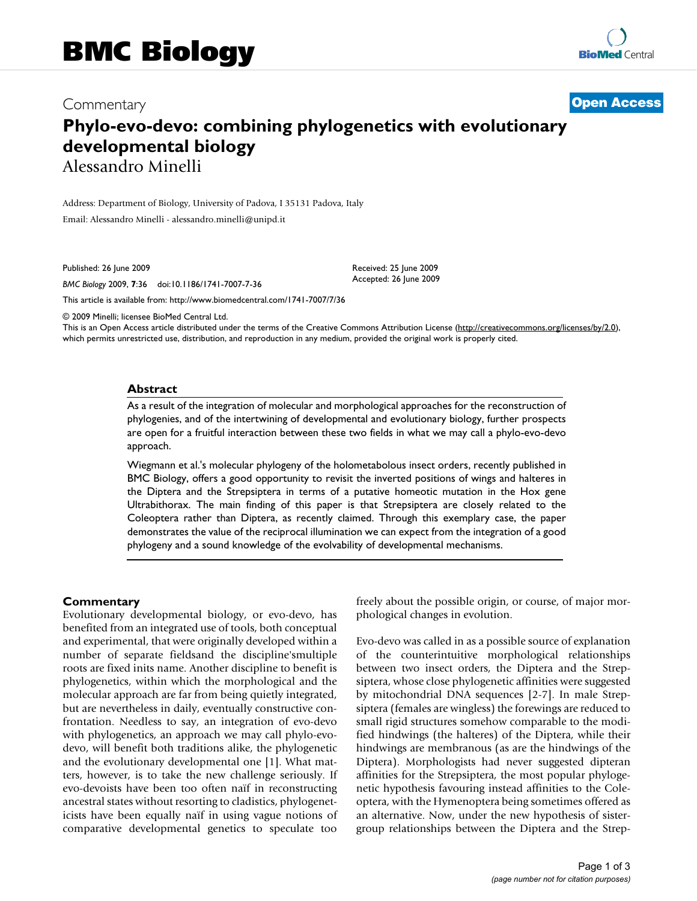# BMC Biology

Commentary

**Open Access**

# Phylo-evo-devo: combining phylogenetics with evolutionary developmental biology

Alessandro Minelli

Address: Department of Biology, University of Padova, I 35131 Padova, Italy

Email: Alessandro Minelli - alessandro.minelli@unipd.it

Published: 26 June 2009

*BMC Biology* 2009, **7**:36 doi:10.1186/1741-7007-7-36

Received: 25 June 2009
Accepted: 26 June 2009

This article is available from: http://www.biomedcentral.com/1741-7007/7/36

© 2009 Minelli; licensee BioMed Central Ltd.

This is an Open Access article distributed under the terms of the Creative Commons Attribution License (http://creativecommons.org/licenses/by/2.0), which permits unrestricted use, distribution, and reproduction in any medium, provided the original work is properly cited.

## Abstract

As a result of the integration of molecular and morphological approaches for the reconstruction of phylogenies, and of the intertwining of developmental and evolutionary biology, further prospects are open for a fruitful interaction between these two fields in what we may call a phylo-evo-devo approach.

Wiegmann et al.'s molecular phylogeny of the holometabolous insect orders, recently published in BMC Biology, offers a good opportunity to revisit the inverted positions of wings and halteres in the Diptera and the Strepsiptera in terms of a putative homeotic mutation in the Hox gene Ultrabithorax. The main finding of this paper is that Strepsiptera are closely related to the Coleoptera rather than Diptera, as recently claimed. Through this exemplary case, the paper demonstrates the value of the reciprocal illumination we can expect from the integration of a good phylogeny and a sound knowledge of the evolvability of developmental mechanisms.

## Commentary

Evolutionary developmental biology, or evo-devo, has benefited from an integrated use of tools, both conceptual and experimental, that were originally developed within a number of separate fieldsand the discipline'smultiple roots are fixed inits name. Another discipline to benefit is phylogenetics, within which the morphological and the molecular approach are far from being quietly integrated, but are nevertheless in daily, eventually constructive confrontation. Needless to say, an integration of evo-devo with phylogenetics, an approach we may call phylo-evo-devo, will benefit both traditions alike, the phylogenetic and the evolutionary developmental one [1]. What matters, however, is to take the new challenge seriously. If evo-devoists have been too often naïf in reconstructing ancestral states without resorting to cladistics, phylogeneticists have been equally naïf in using vague notions of comparative developmental genetics to speculate too freely about the possible origin, or course, of major morphological changes in evolution.

Evo-devo was called in as a possible source of explanation of the counterintuitive morphological relationships between two insect orders, the Diptera and the Strepsiptera, whose close phylogenetic affinities were suggested by mitochondrial DNA sequences [2-7]. In male Strepsiptera (females are wingless) the forewings are reduced to small rigid structures somehow comparable to the modified hindwings (the halteres) of the Diptera, while their hindwings are membranous (as are the hindwings of the Diptera). Morphologists had never suggested dipteran affinities for the Strepsiptera, the most popular phylogenetic hypothesis favouring instead affinities to the Coleoptera, with the Hymenoptera being sometimes offered as an alternative. Now, under the new hypothesis of sister-group relationships between the Diptera and the Strep-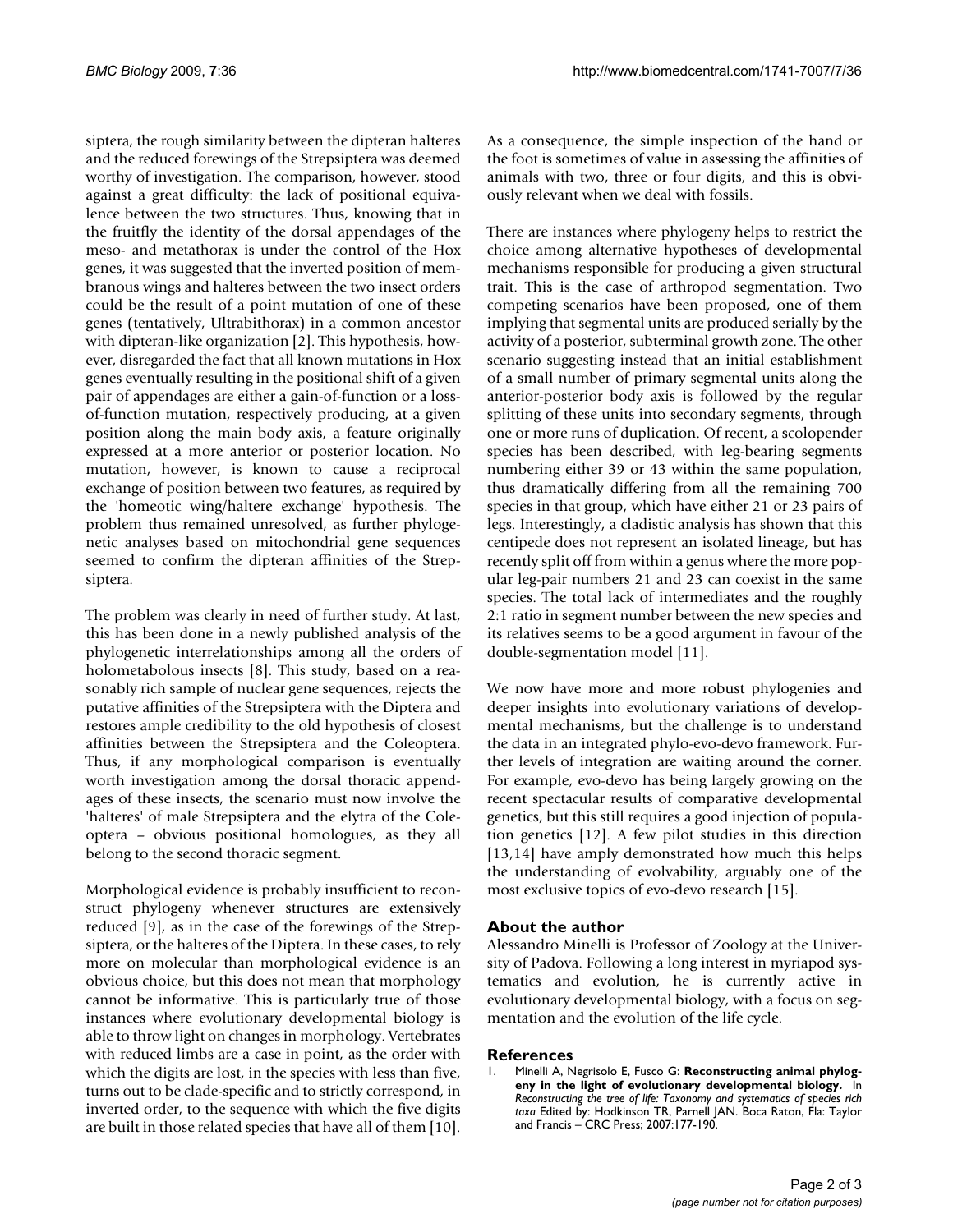siptera, the rough similarity between the dipteran halteres and the reduced forewings of the Strepsiptera was deemed worthy of investigation. The comparison, however, stood against a great difficulty: the lack of positional equivalence between the two structures. Thus, knowing that in the fruitfly the identity of the dorsal appendages of the meso- and metathorax is under the control of the Hox genes, it was suggested that the inverted position of membranous wings and halteres between the two insect orders could be the result of a point mutation of one of these genes (tentatively, Ultrabithorax) in a common ancestor with dipteran-like organization [2]. This hypothesis, however, disregarded the fact that all known mutations in Hox genes eventually resulting in the positional shift of a given pair of appendages are either a gain-of-function or a loss-of-function mutation, respectively producing, at a given position along the main body axis, a feature originally expressed at a more anterior or posterior location. No mutation, however, is known to cause a reciprocal exchange of position between two features, as required by the 'homeotic wing/haltere exchange' hypothesis. The problem thus remained unresolved, as further phylogenetic analyses based on mitochondrial gene sequences seemed to confirm the dipteran affinities of the Strepsiptera.

The problem was clearly in need of further study. At last, this has been done in a newly published analysis of the phylogenetic interrelationships among all the orders of holometabolous insects [8]. This study, based on a reasonably rich sample of nuclear gene sequences, rejects the putative affinities of the Strepsiptera with the Diptera and restores ample credibility to the old hypothesis of closest affinities between the Strepsiptera and the Coleoptera. Thus, if any morphological comparison is eventually worth investigation among the dorsal thoracic appendages of these insects, the scenario must now involve the 'halteres' of male Strepsiptera and the elytra of the Coleoptera – obvious positional homologues, as they all belong to the second thoracic segment.

Morphological evidence is probably insufficient to reconstruct phylogeny whenever structures are extensively reduced [9], as in the case of the forewings of the Strepsiptera, or the halteres of the Diptera. In these cases, to rely more on molecular than morphological evidence is an obvious choice, but this does not mean that morphology cannot be informative. This is particularly true of those instances where evolutionary developmental biology is able to throw light on changes in morphology. Vertebrates with reduced limbs are a case in point, as the order with which the digits are lost, in the species with less than five, turns out to be clade-specific and to strictly correspond, in inverted order, to the sequence with which the five digits are built in those related species that have all of them [10]. As a consequence, the simple inspection of the hand or the foot is sometimes of value in assessing the affinities of animals with two, three or four digits, and this is obviously relevant when we deal with fossils.

There are instances where phylogeny helps to restrict the choice among alternative hypotheses of developmental mechanisms responsible for producing a given structural trait. This is the case of arthropod segmentation. Two competing scenarios have been proposed, one of them implying that segmental units are produced serially by the activity of a posterior, subterminal growth zone. The other scenario suggesting instead that an initial establishment of a small number of primary segmental units along the anterior-posterior body axis is followed by the regular splitting of these units into secondary segments, through one or more runs of duplication. Of recent, a scolopender species has been described, with leg-bearing segments numbering either 39 or 43 within the same population, thus dramatically differing from all the remaining 700 species in that group, which have either 21 or 23 pairs of legs. Interestingly, a cladistic analysis has shown that this centipede does not represent an isolated lineage, but has recently split off from within a genus where the more popular leg-pair numbers 21 and 23 can coexist in the same species. The total lack of intermediates and the roughly 2:1 ratio in segment number between the new species and its relatives seems to be a good argument in favour of the double-segmentation model [11].

We now have more and more robust phylogenies and deeper insights into evolutionary variations of developmental mechanisms, but the challenge is to understand the data in an integrated phylo-evo-devo framework. Further levels of integration are waiting around the corner. For example, evo-devo has being largely growing on the recent spectacular results of comparative developmental genetics, but this still requires a good injection of population genetics [12]. A few pilot studies in this direction [13,14] have amply demonstrated how much this helps the understanding of evolvability, arguably one of the most exclusive topics of evo-devo research [15].

## About the author

Alessandro Minelli is Professor of Zoology at the University of Padova. Following a long interest in myriapod systematics and evolution, he is currently active in evolutionary developmental biology, with a focus on segmentation and the evolution of the life cycle.

## References

1. Minelli A, Negrisolo E, Fusco G: **Reconstructing animal phylogeny in the light of evolutionary developmental biology.** In *Reconstructing the tree of life: Taxonomy and systematics of species rich taxa* Edited by: Hodkinson TR, Parnell JAN. Boca Raton, Fla: Taylor and Francis – CRC Press; 2007:177-190.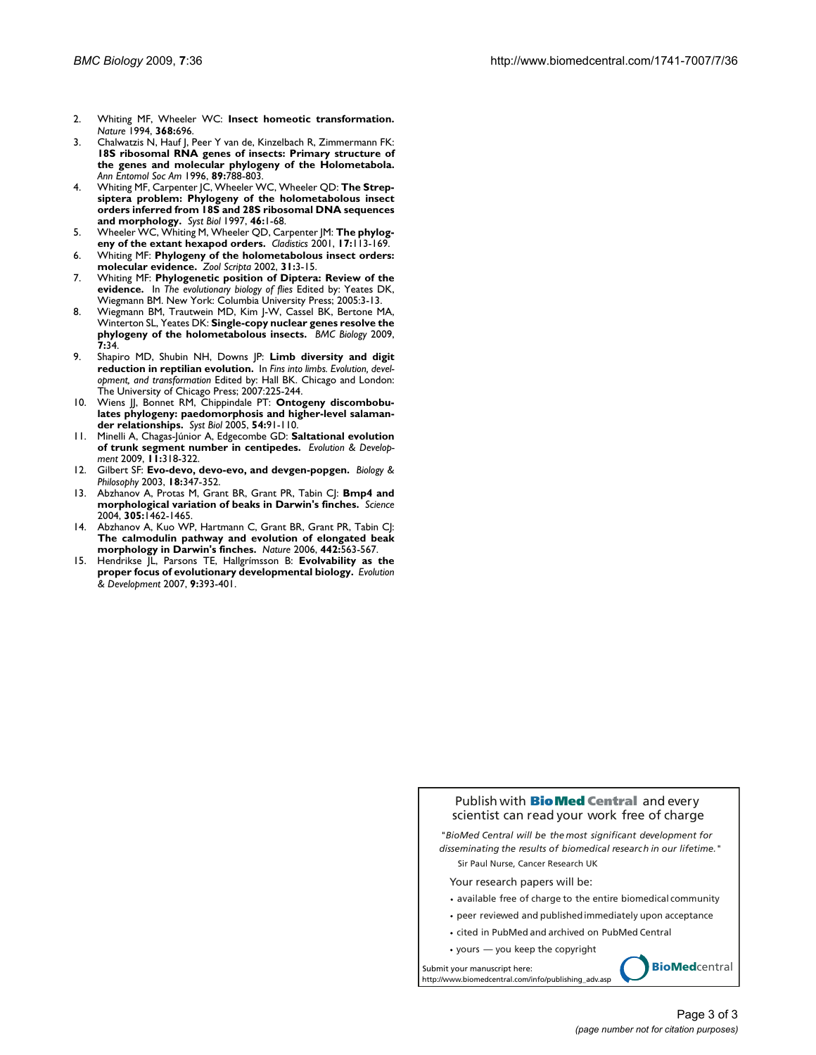2. Whiting MF, Wheeler WC: **Insect homeotic transformation.** *Nature* 1994, **368:**696.
3. Chalwatzis N, Hauf J, Peer Y van de, Kinzelbach R, Zimmermann FK: **18S ribosomal RNA genes of insects: Primary structure of the genes and molecular phylogeny of the Holometabola.** *Ann Entomol Soc Am* 1996, **89:**788-803.
4. Whiting MF, Carpenter JC, Wheeler WC, Wheeler QD: **The Strepsiptera problem: Phylogeny of the holometabolous insect orders inferred from 18S and 28S ribosomal DNA sequences and morphology.** *Syst Biol* 1997, **46:**1-68.
5. Wheeler WC, Whiting M, Wheeler QD, Carpenter JM: **The phylogeny of the extant hexapod orders.** *Cladistics* 2001, **17:**113-169.
6. Whiting MF: **Phylogeny of the holometabolous insect orders: molecular evidence.** *Zool Scripta* 2002, **31:**3-15.
7. Whiting MF: **Phylogenetic position of Diptera: Review of the evidence.** In *The evolutionary biology of flies* Edited by: Yeates DK, Wiegmann BM. New York: Columbia University Press; 2005:3-13.
8. Wiegmann BM, Trautwein MD, Kim J-W, Cassel BK, Bertone MA, Winterton SL, Yeates DK: **Single-copy nuclear genes resolve the phylogeny of the holometabolous insects.** *BMC Biology* 2009, **7:**34.
9. Shapiro MD, Shubin NH, Downs JP: **Limb diversity and digit reduction in reptilian evolution.** In *Fins into limbs. Evolution, development, and transformation* Edited by: Hall BK. Chicago and London: The University of Chicago Press; 2007:225-244.
10. Wiens JJ, Bonnet RM, Chippindale PT: **Ontogeny discombobulates phylogeny: paedomorphosis and higher-level salamander relationships.** *Syst Biol* 2005, **54:**91-110.
11. Minelli A, Chagas-Júnior A, Edgecombe GD: **Saltational evolution of trunk segment number in centipedes.** *Evolution & Development* 2009, **11:**318-322.
12. Gilbert SF: **Evo-devo, devo-evo, and devgen-popgen.** *Biology & Philosophy* 2003, **18:**347-352.
13. Abzhanov A, Protas M, Grant BR, Grant PR, Tabin CJ: **Bmp4 and morphological variation of beaks in Darwin's finches.** *Science* 2004, **305:**1462-1465.
14. Abzhanov A, Kuo WP, Hartmann C, Grant BR, Grant PR, Tabin CJ: **The calmodulin pathway and evolution of elongated beak morphology in Darwin's finches.** *Nature* 2006, **442:**563-567.
15. Hendrikse JL, Parsons TE, Hallgrímsson B: **Evolvability as the proper focus of evolutionary developmental biology.** *Evolution & Development* 2007, **9:**393-401.

Publish with **BioMed Central** and every scientist can read your work free of charge

*"BioMed Central will be the most significant development for disseminating the results of biomedical research in our lifetime."*

Sir Paul Nurse, Cancer Research UK

Your research papers will be:

- available free of charge to the entire biomedical community
- peer reviewed and published immediately upon acceptance
- cited in PubMed and archived on PubMed Central
- yours — you keep the copyright

Submit your manuscript here:
http://www.biomedcentral.com/info/publishing_adv.asp

BioMedcentral